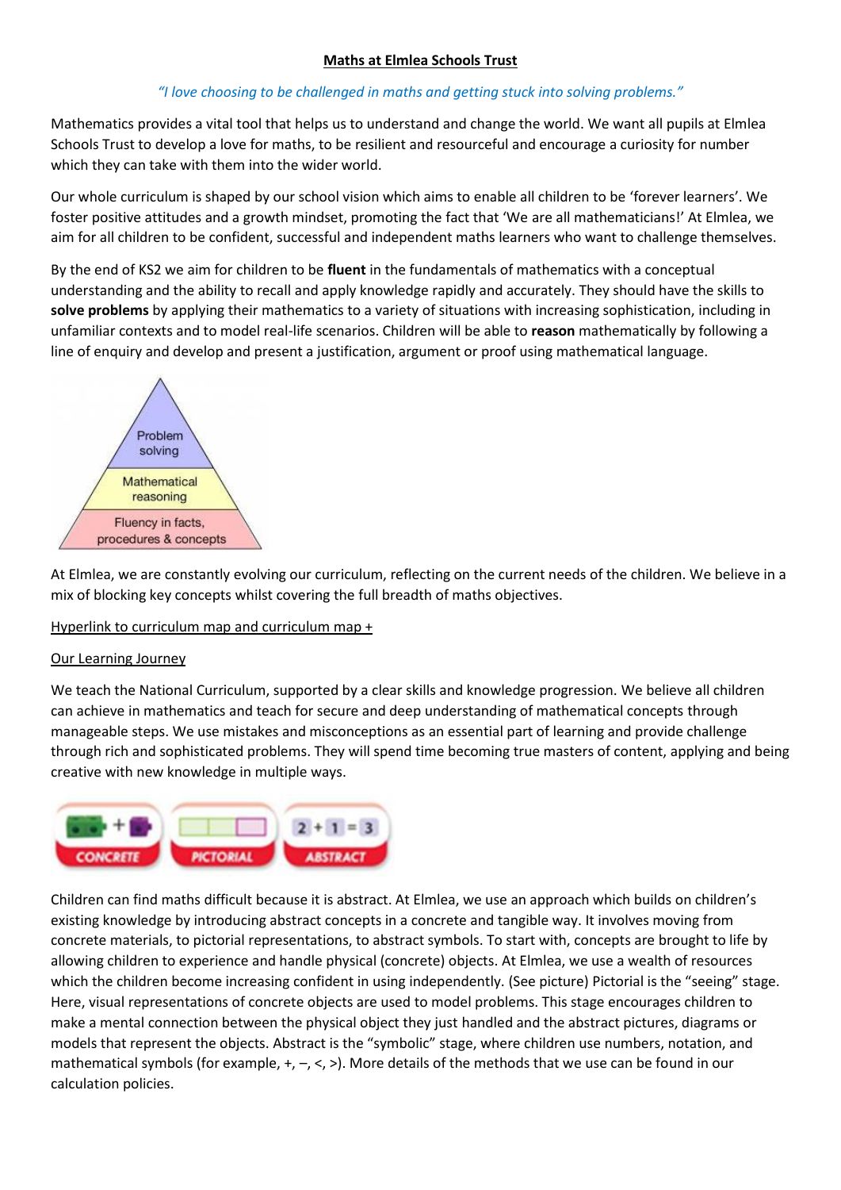# Maths at Elmlea Schools Trust

*"I love choosing to be challenged in maths and getting stuck into solving problems."*

Mathematics provides a vital tool that helps us to understand and change the world. We want all pupils at Elmlea Schools Trust to develop a love for maths, to be resilient and resourceful and encourage a curiosity for number which they can take with them into the wider world.

Our whole curriculum is shaped by our school vision which aims to enable all children to be 'forever learners'. We foster positive attitudes and a growth mindset, promoting the fact that 'We are all mathematicians!' At Elmlea, we aim for all children to be confident, successful and independent maths learners who want to challenge themselves.

By the end of KS2 we aim for children to be **fluent** in the fundamentals of mathematics with a conceptual understanding and the ability to recall and apply knowledge rapidly and accurately. They should have the skills to **solve problems** by applying their mathematics to a variety of situations with increasing sophistication, including in unfamiliar contexts and to model real-life scenarios. Children will be able to **reason** mathematically by following a line of enquiry and develop and present a justification, argument or proof using mathematical language.

Problem solving

Mathematical reasoning

Fluency in facts, procedures & concepts

At Elmlea, we are constantly evolving our curriculum, reflecting on the current needs of the children. We believe in a mix of blocking key concepts whilst covering the full breadth of maths objectives.

Hyperlink to curriculum map and curriculum map +

## Our Learning Journey

We teach the National Curriculum, supported by a clear skills and knowledge progression. We believe all children can achieve in mathematics and teach for secure and deep understanding of mathematical concepts through manageable steps. We use mistakes and misconceptions as an essential part of learning and provide challenge through rich and sophisticated problems. They will spend time becoming true masters of content, applying and being creative with new knowledge in multiple ways.

CONCRETE — PICTORIAL — ABSTRACT ($2 + 1 = 3$)

Children can find maths difficult because it is abstract. At Elmlea, we use an approach which builds on children's existing knowledge by introducing abstract concepts in a concrete and tangible way. It involves moving from concrete materials, to pictorial representations, to abstract symbols. To start with, concepts are brought to life by allowing children to experience and handle physical (concrete) objects. At Elmlea, we use a wealth of resources which the children become increasing confident in using independently. (See picture) Pictorial is the "seeing" stage. Here, visual representations of concrete objects are used to model problems. This stage encourages children to make a mental connection between the physical object they just handled and the abstract pictures, diagrams or models that represent the objects. Abstract is the "symbolic" stage, where children use numbers, notation, and mathematical symbols (for example, +, –, <, >). More details of the methods that we use can be found in our calculation policies.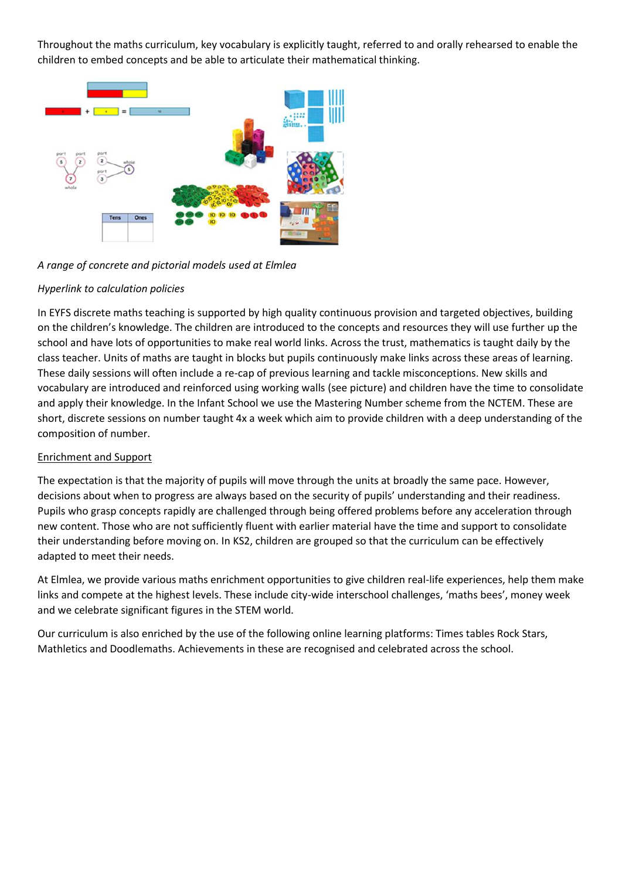Throughout the maths curriculum, key vocabulary is explicitly taught, referred to and orally rehearsed to enable the children to embed concepts and be able to articulate their mathematical thinking.

*A range of concrete and pictorial models used at Elmlea*

*Hyperlink to calculation policies*

In EYFS discrete maths teaching is supported by high quality continuous provision and targeted objectives, building on the children's knowledge. The children are introduced to the concepts and resources they will use further up the school and have lots of opportunities to make real world links. Across the trust, mathematics is taught daily by the class teacher. Units of maths are taught in blocks but pupils continuously make links across these areas of learning. These daily sessions will often include a re-cap of previous learning and tackle misconceptions. New skills and vocabulary are introduced and reinforced using working walls (see picture) and children have the time to consolidate and apply their knowledge. In the Infant School we use the Mastering Number scheme from the NCTEM. These are short, discrete sessions on number taught 4x a week which aim to provide children with a deep understanding of the composition of number.

<u>Enrichment and Support</u>

The expectation is that the majority of pupils will move through the units at broadly the same pace. However, decisions about when to progress are always based on the security of pupils' understanding and their readiness. Pupils who grasp concepts rapidly are challenged through being offered problems before any acceleration through new content. Those who are not sufficiently fluent with earlier material have the time and support to consolidate their understanding before moving on. In KS2, children are grouped so that the curriculum can be effectively adapted to meet their needs.

At Elmlea, we provide various maths enrichment opportunities to give children real-life experiences, help them make links and compete at the highest levels. These include city-wide interschool challenges, 'maths bees', money week and we celebrate significant figures in the STEM world.

Our curriculum is also enriched by the use of the following online learning platforms: Times tables Rock Stars, Mathletics and Doodlemaths. Achievements in these are recognised and celebrated across the school.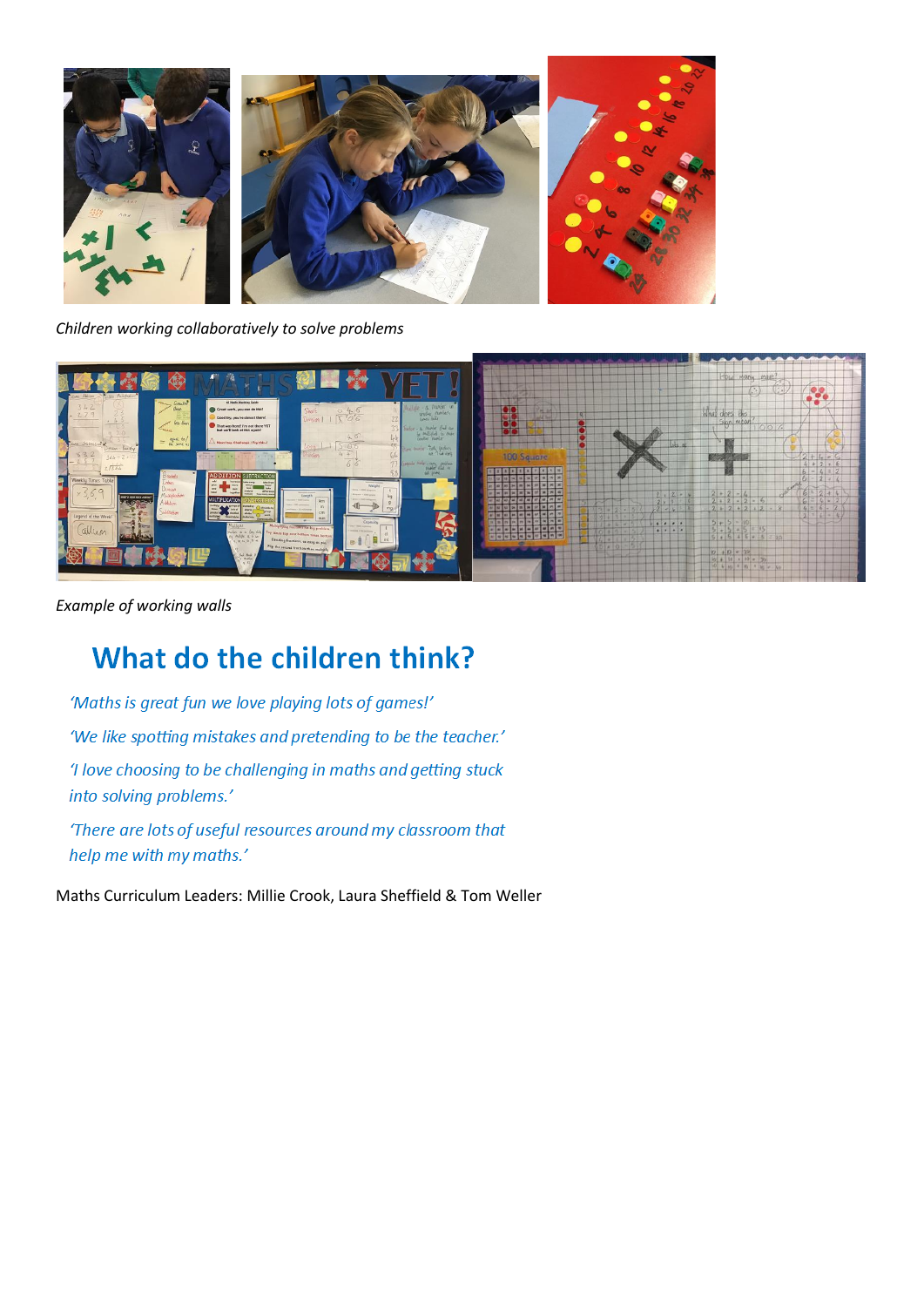*Children working collaboratively to solve problems*

*Example of working walls*

## What do the children think?

*'Maths is great fun we love playing lots of games!'*

*'We like spotting mistakes and pretending to be the teacher.'*

*'I love choosing to be challenging in maths and getting stuck into solving problems.'*

*'There are lots of useful resources around my classroom that help me with my maths.'*

Maths Curriculum Leaders: Millie Crook, Laura Sheffield & Tom Weller